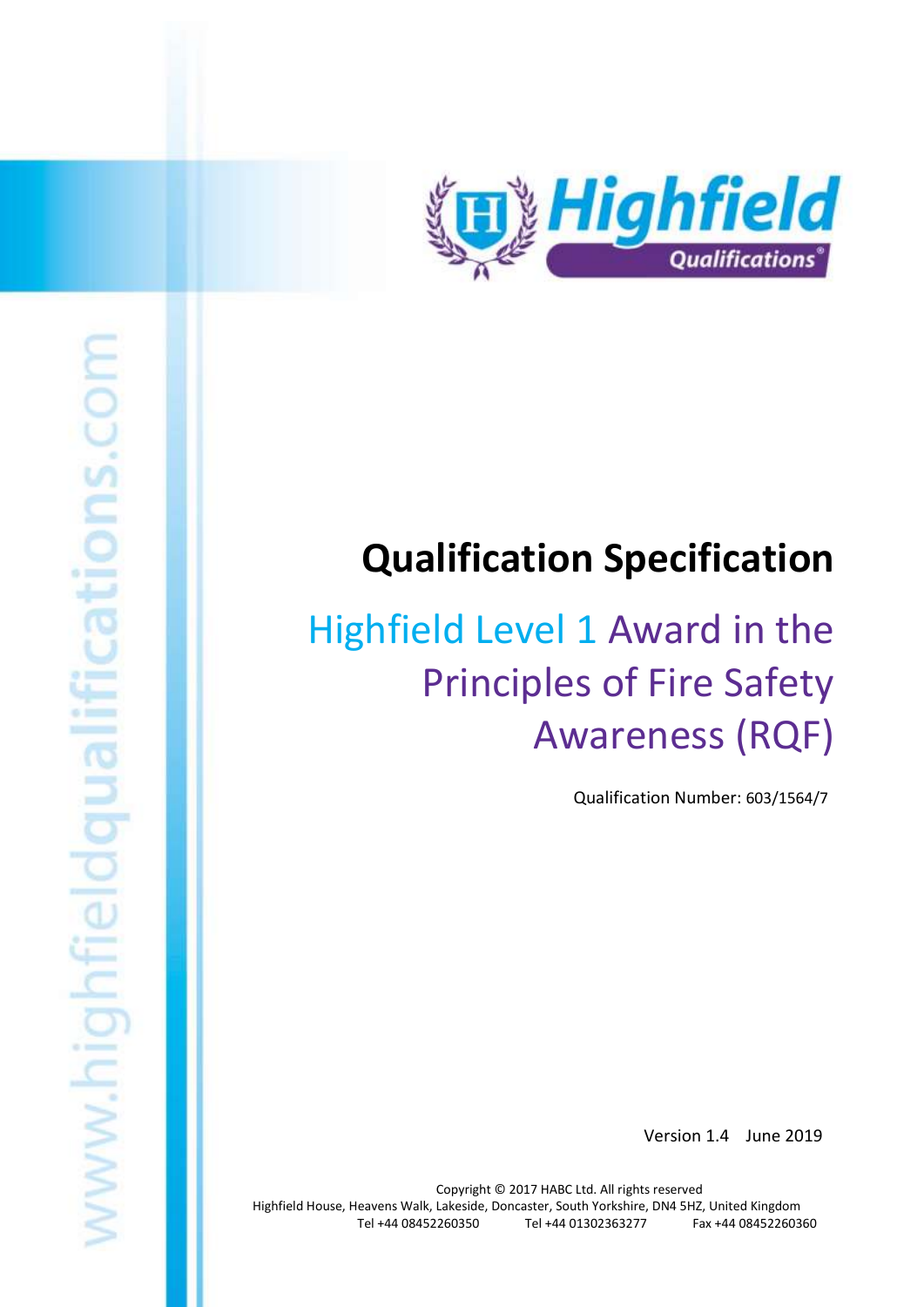# Qualification Specification

## Highfield Level 1 Award in the Principles of Fire Safety Awareness (RQF)

Qualification Number: 603/1564/7

Version 1.4 June 2019

Copyright © 2017 HABC Ltd. All rights reserved
Highfield House, Heavens Walk, Lakeside, Doncaster, South Yorkshire, DN4 5HZ, United Kingdom
Tel +44 08452260350 Tel +44 01302363277 Fax +44 08452260360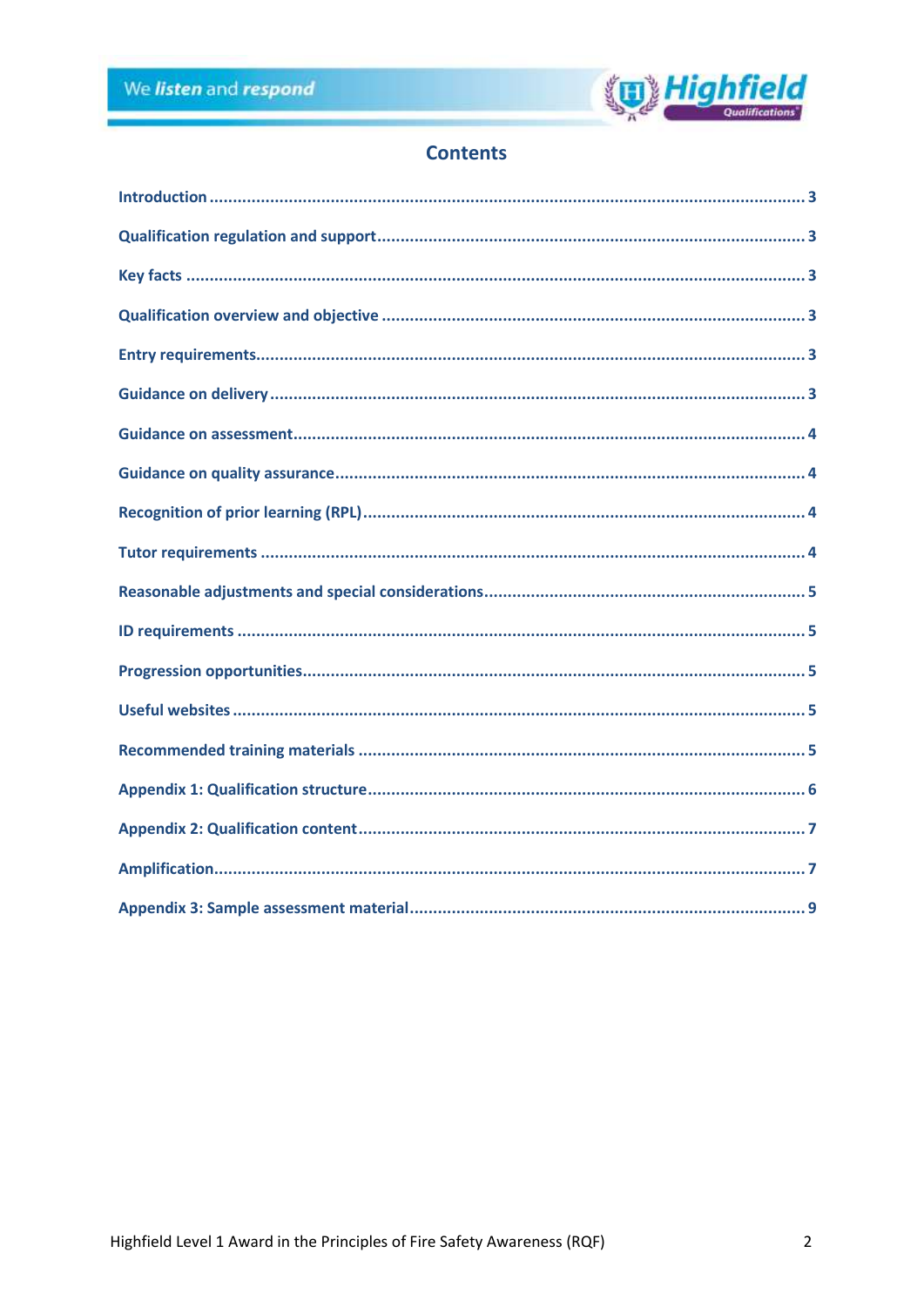## Contents

| | |
|---|---|
| Introduction | 3 |
| Qualification regulation and support | 3 |
| Key facts | 3 |
| Qualification overview and objective | 3 |
| Entry requirements | 3 |
| Guidance on delivery | 3 |
| Guidance on assessment | 4 |
| Guidance on quality assurance | 4 |
| Recognition of prior learning (RPL) | 4 |
| Tutor requirements | 4 |
| Reasonable adjustments and special considerations | 5 |
| ID requirements | 5 |
| Progression opportunities | 5 |
| Useful websites | 5 |
| Recommended training materials | 5 |
| Appendix 1: Qualification structure | 6 |
| Appendix 2: Qualification content | 7 |
| Amplification | 7 |
| Appendix 3: Sample assessment material | 9 |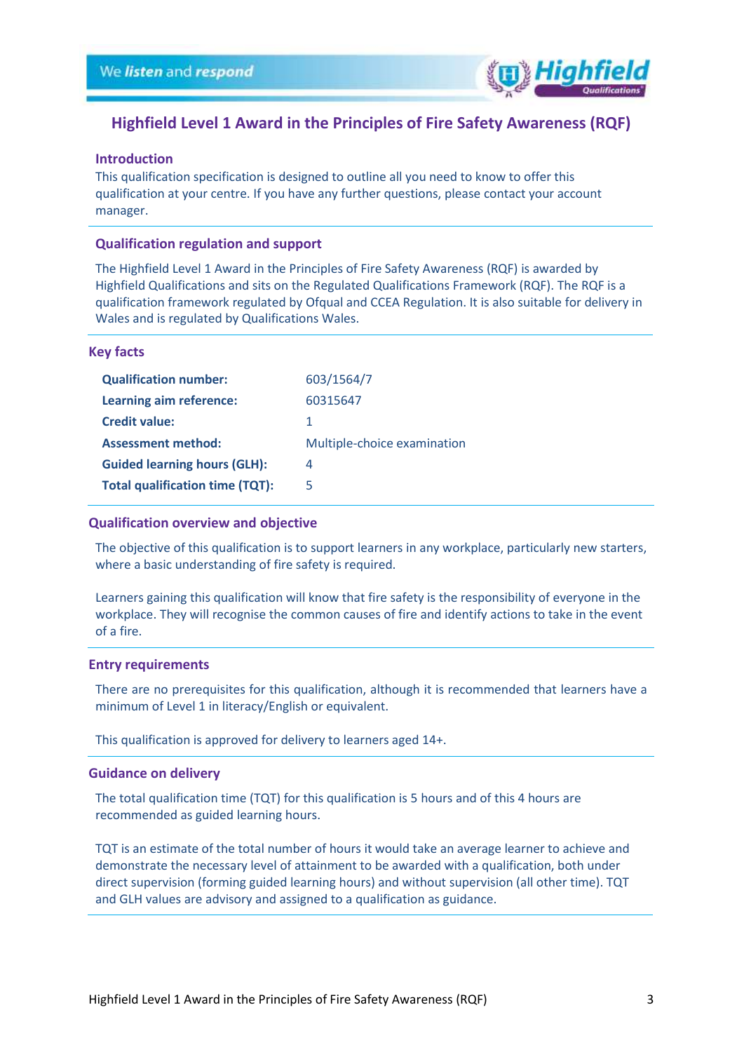# Highfield Level 1 Award in the Principles of Fire Safety Awareness (RQF)

## Introduction

This qualification specification is designed to outline all you need to know to offer this qualification at your centre. If you have any further questions, please contact your account manager.

## Qualification regulation and support

The Highfield Level 1 Award in the Principles of Fire Safety Awareness (RQF) is awarded by Highfield Qualifications and sits on the Regulated Qualifications Framework (RQF). The RQF is a qualification framework regulated by Ofqual and CCEA Regulation. It is also suitable for delivery in Wales and is regulated by Qualifications Wales.

## Key facts

| | |
|---|---|
| **Qualification number:** | 603/1564/7 |
| **Learning aim reference:** | 60315647 |
| **Credit value:** | 1 |
| **Assessment method:** | Multiple-choice examination |
| **Guided learning hours (GLH):** | 4 |
| **Total qualification time (TQT):** | 5 |

## Qualification overview and objective

The objective of this qualification is to support learners in any workplace, particularly new starters, where a basic understanding of fire safety is required.

Learners gaining this qualification will know that fire safety is the responsibility of everyone in the workplace. They will recognise the common causes of fire and identify actions to take in the event of a fire.

## Entry requirements

There are no prerequisites for this qualification, although it is recommended that learners have a minimum of Level 1 in literacy/English or equivalent.

This qualification is approved for delivery to learners aged 14+.

## Guidance on delivery

The total qualification time (TQT) for this qualification is 5 hours and of this 4 hours are recommended as guided learning hours.

TQT is an estimate of the total number of hours it would take an average learner to achieve and demonstrate the necessary level of attainment to be awarded with a qualification, both under direct supervision (forming guided learning hours) and without supervision (all other time). TQT and GLH values are advisory and assigned to a qualification as guidance.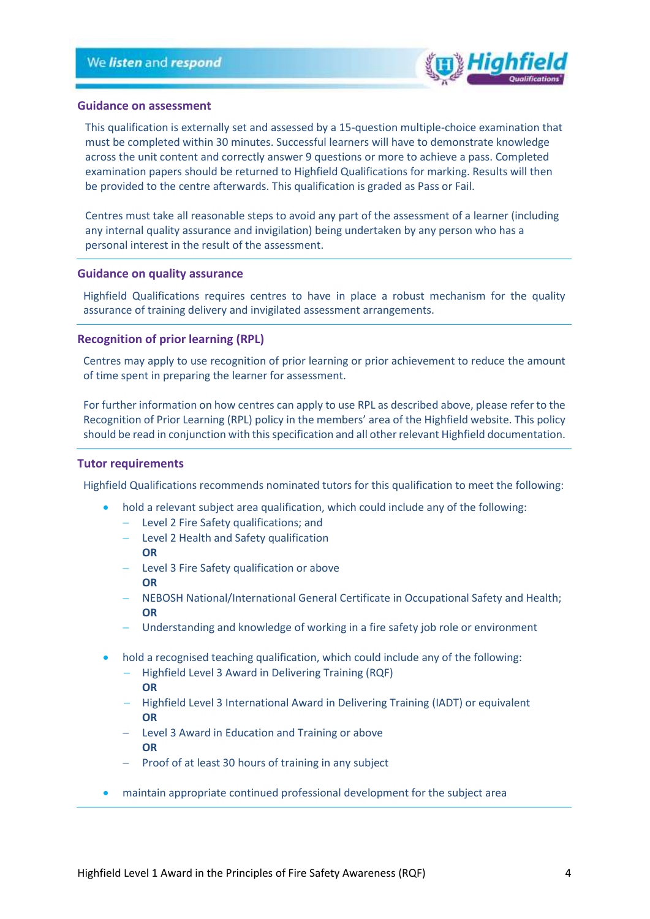## Guidance on assessment

This qualification is externally set and assessed by a 15-question multiple-choice examination that must be completed within 30 minutes. Successful learners will have to demonstrate knowledge across the unit content and correctly answer 9 questions or more to achieve a pass. Completed examination papers should be returned to Highfield Qualifications for marking. Results will then be provided to the centre afterwards. This qualification is graded as Pass or Fail.

Centres must take all reasonable steps to avoid any part of the assessment of a learner (including any internal quality assurance and invigilation) being undertaken by any person who has a personal interest in the result of the assessment.

## Guidance on quality assurance

Highfield Qualifications requires centres to have in place a robust mechanism for the quality assurance of training delivery and invigilated assessment arrangements.

## Recognition of prior learning (RPL)

Centres may apply to use recognition of prior learning or prior achievement to reduce the amount of time spent in preparing the learner for assessment.

For further information on how centres can apply to use RPL as described above, please refer to the Recognition of Prior Learning (RPL) policy in the members' area of the Highfield website. This policy should be read in conjunction with this specification and all other relevant Highfield documentation.

## Tutor requirements

Highfield Qualifications recommends nominated tutors for this qualification to meet the following:

- hold a relevant subject area qualification, which could include any of the following:
  - Level 2 Fire Safety qualifications; and
  - Level 2 Health and Safety qualification
    **OR**
  - Level 3 Fire Safety qualification or above
    **OR**
  - NEBOSH National/International General Certificate in Occupational Safety and Health;
    **OR**
  - Understanding and knowledge of working in a fire safety job role or environment

- hold a recognised teaching qualification, which could include any of the following:
  - Highfield Level 3 Award in Delivering Training (RQF)
    **OR**
  - Highfield Level 3 International Award in Delivering Training (IADT) or equivalent
    **OR**
  - Level 3 Award in Education and Training or above
    **OR**
  - Proof of at least 30 hours of training in any subject

- maintain appropriate continued professional development for the subject area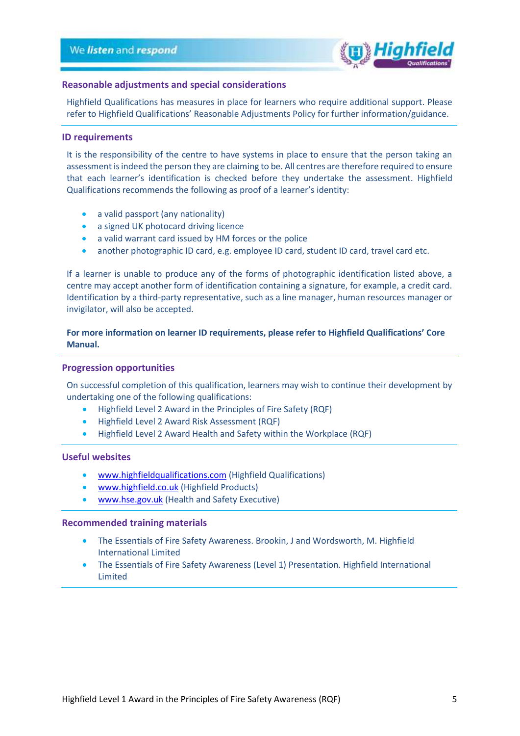## Reasonable adjustments and special considerations

Highfield Qualifications has measures in place for learners who require additional support. Please refer to Highfield Qualifications' Reasonable Adjustments Policy for further information/guidance.

## ID requirements

It is the responsibility of the centre to have systems in place to ensure that the person taking an assessment is indeed the person they are claiming to be. All centres are therefore required to ensure that each learner's identification is checked before they undertake the assessment. Highfield Qualifications recommends the following as proof of a learner's identity:

- a valid passport (any nationality)
- a signed UK photocard driving licence
- a valid warrant card issued by HM forces or the police
- another photographic ID card, e.g. employee ID card, student ID card, travel card etc.

If a learner is unable to produce any of the forms of photographic identification listed above, a centre may accept another form of identification containing a signature, for example, a credit card. Identification by a third-party representative, such as a line manager, human resources manager or invigilator, will also be accepted.

**For more information on learner ID requirements, please refer to Highfield Qualifications' Core Manual.**

## Progression opportunities

On successful completion of this qualification, learners may wish to continue their development by undertaking one of the following qualifications:

- Highfield Level 2 Award in the Principles of Fire Safety (RQF)
- Highfield Level 2 Award Risk Assessment (RQF)
- Highfield Level 2 Award Health and Safety within the Workplace (RQF)

## Useful websites

- www.highfieldqualifications.com (Highfield Qualifications)
- www.highfield.co.uk (Highfield Products)
- www.hse.gov.uk (Health and Safety Executive)

## Recommended training materials

- The Essentials of Fire Safety Awareness. Brookin, J and Wordsworth, M. Highfield International Limited
- The Essentials of Fire Safety Awareness (Level 1) Presentation. Highfield International Limited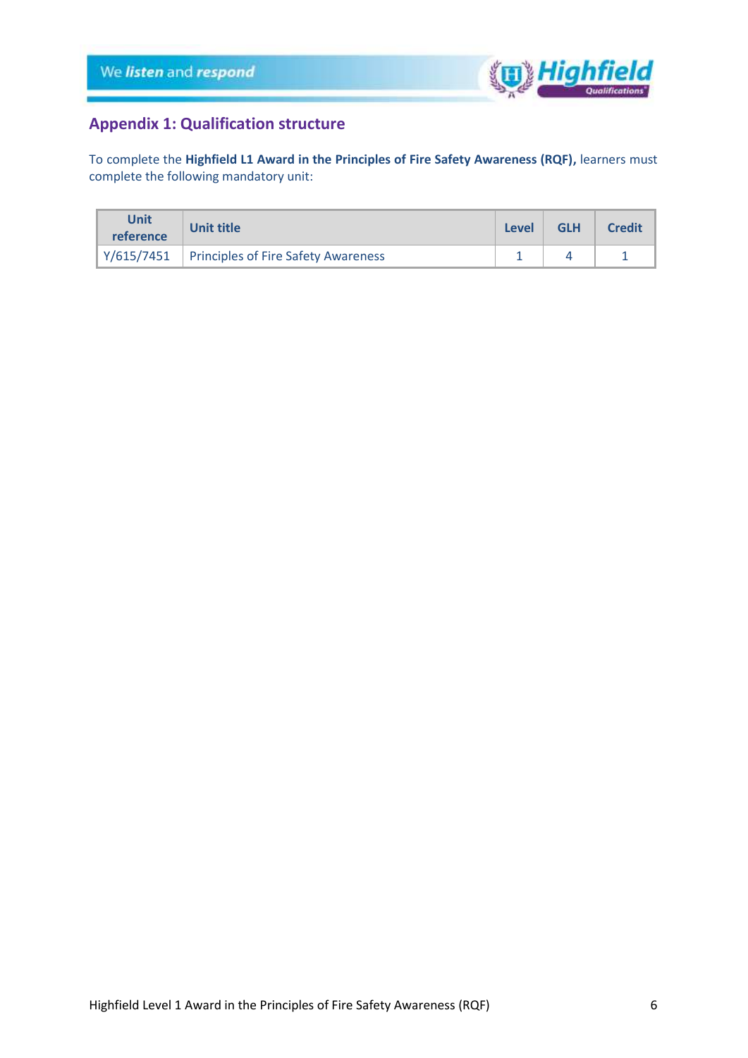## Appendix 1: Qualification structure

To complete the **Highfield L1 Award in the Principles of Fire Safety Awareness (RQF),** learners must complete the following mandatory unit:

| Unit reference | Unit title | Level | GLH | Credit |
|---|---|---|---|---|
| Y/615/7451 | Principles of Fire Safety Awareness | 1 | 4 | 1 |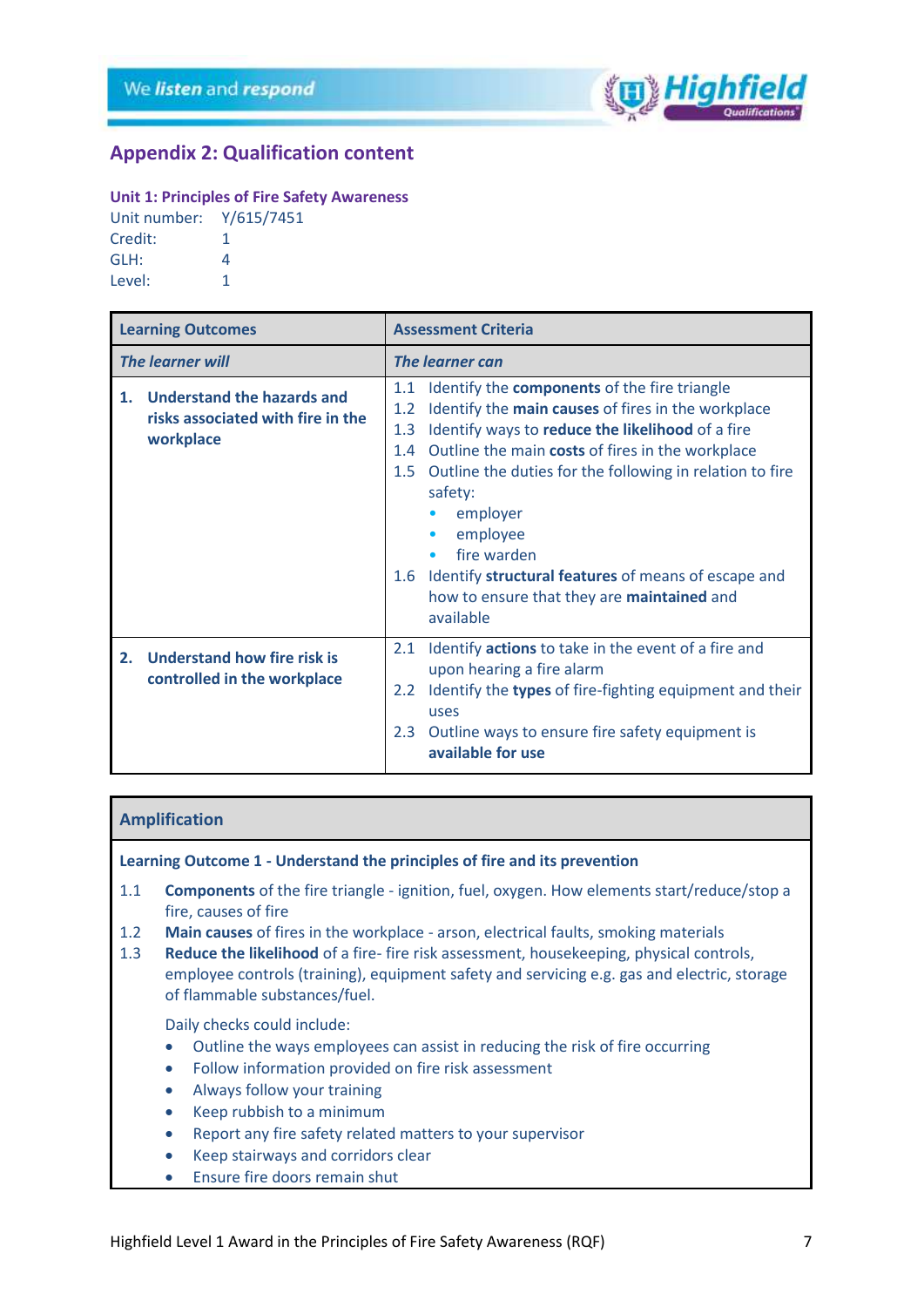## Appendix 2: Qualification content

### Unit 1: Principles of Fire Safety Awareness

Unit number: Y/615/7451
Credit: 1
GLH: 4
Level: 1

| Learning Outcomes | Assessment Criteria |
|---|---|
| ***The learner will*** | ***The learner can*** |
| **1. Understand the hazards and risks associated with fire in the workplace** | 1.1 Identify the **components** of the fire triangle<br>1.2 Identify the **main causes** of fires in the workplace<br>1.3 Identify ways to **reduce the likelihood** of a fire<br>1.4 Outline the main **costs** of fires in the workplace<br>1.5 Outline the duties for the following in relation to fire safety:<br>• employer<br>• employee<br>• fire warden<br>1.6 Identify **structural features** of means of escape and how to ensure that they are **maintained** and available |
| **2. Understand how fire risk is controlled in the workplace** | 2.1 Identify **actions** to take in the event of a fire and upon hearing a fire alarm<br>2.2 Identify the **types** of fire-fighting equipment and their uses<br>2.3 Outline ways to ensure fire safety equipment is **available for use** |

### Amplification

**Learning Outcome 1 - Understand the principles of fire and its prevention**

1.1 **Components** of the fire triangle - ignition, fuel, oxygen. How elements start/reduce/stop a fire, causes of fire

1.2 **Main causes** of fires in the workplace - arson, electrical faults, smoking materials

1.3 **Reduce the likelihood** of a fire- fire risk assessment, housekeeping, physical controls, employee controls (training), equipment safety and servicing e.g. gas and electric, storage of flammable substances/fuel.

Daily checks could include:

- Outline the ways employees can assist in reducing the risk of fire occurring
- Follow information provided on fire risk assessment
- Always follow your training
- Keep rubbish to a minimum
- Report any fire safety related matters to your supervisor
- Keep stairways and corridors clear
- Ensure fire doors remain shut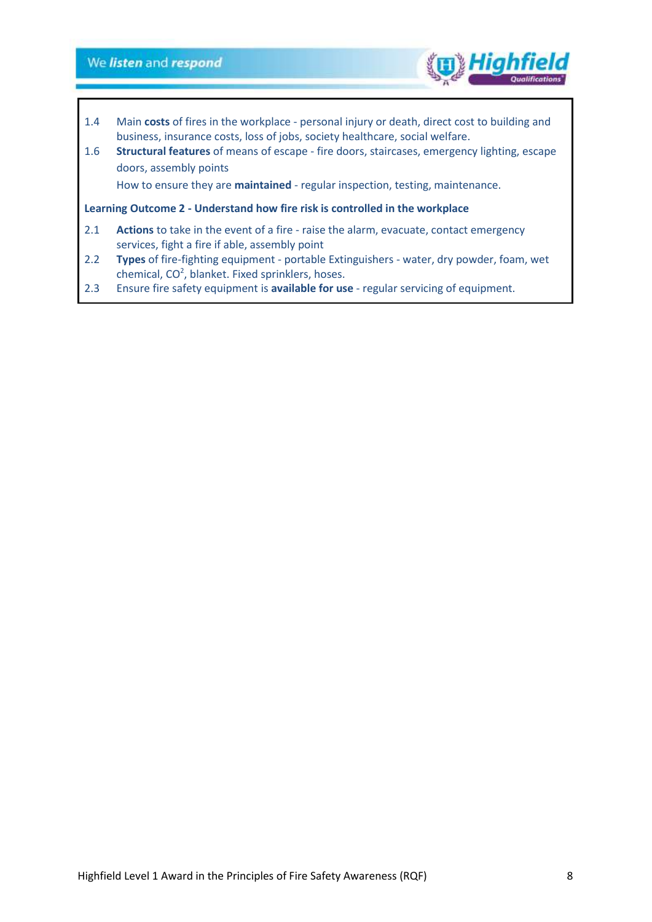1.4 Main **costs** of fires in the workplace - personal injury or death, direct cost to building and business, insurance costs, loss of jobs, society healthcare, social welfare.

1.6 **Structural features** of means of escape - fire doors, staircases, emergency lighting, escape doors, assembly points

How to ensure they are **maintained** - regular inspection, testing, maintenance.

**Learning Outcome 2 - Understand how fire risk is controlled in the workplace**

2.1 **Actions** to take in the event of a fire - raise the alarm, evacuate, contact emergency services, fight a fire if able, assembly point

2.2 **Types** of fire-fighting equipment - portable Extinguishers - water, dry powder, foam, wet chemical, $CO^2$, blanket. Fixed sprinklers, hoses.

2.3 Ensure fire safety equipment is **available for use** - regular servicing of equipment.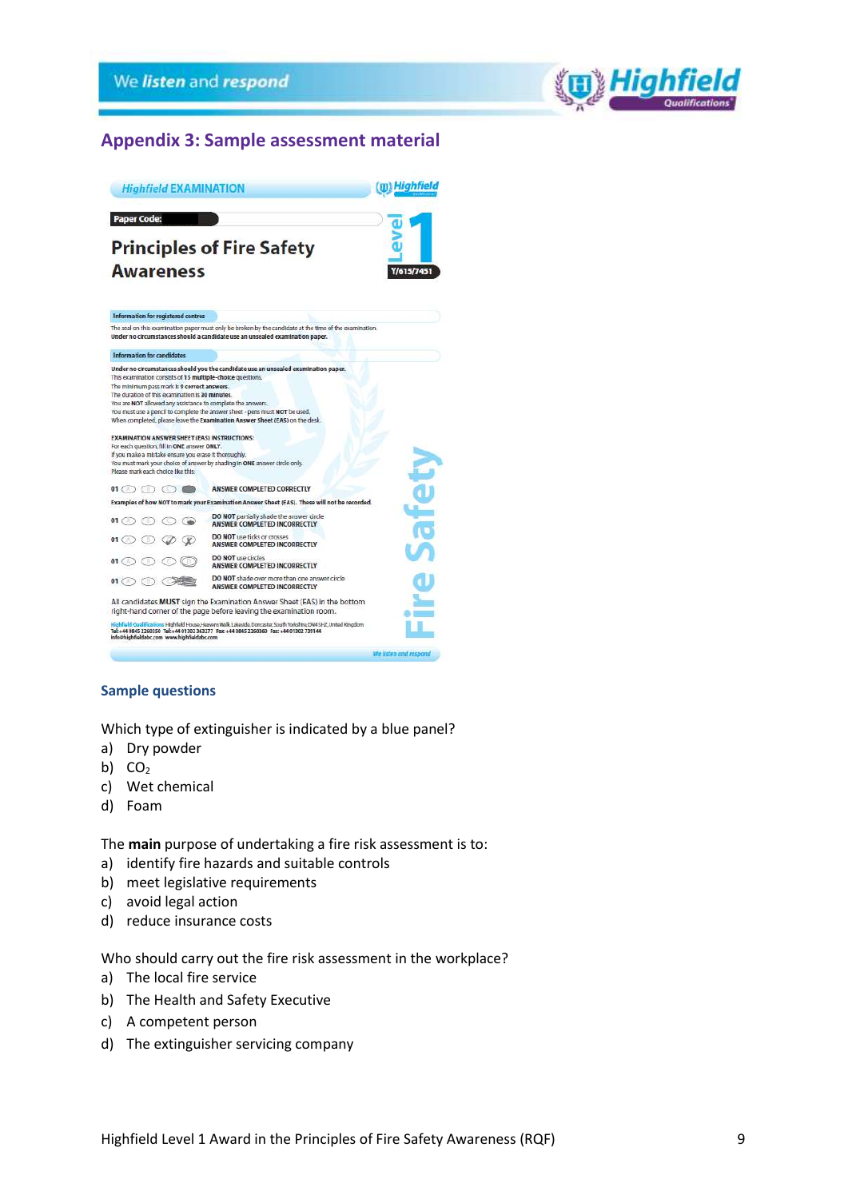## Appendix 3: Sample assessment material

Highfield EXAMINATION

Paper Code:

**Principles of Fire Safety Awareness**

Level 1

Y/615/7451

**Information for registered centres**

The seal on this examination paper must only be broken by the candidate at the time of the examination.
**Under no circumstances should a candidate use an unsealed examination paper.**

**Information for candidates**

**Under no circumstances should you the candidate use an unsealed examination paper.**
This examination consists of **15 multiple-choice** questions.
The minimum pass mark is **9 correct answers**.
The duration of this examination is **30 minutes**.
You are **NOT** allowed any assistance to complete the answers.
You must use a pencil to complete the answer sheet - pens must **NOT** be used.
When completed, please leave the **Examination Answer Sheet (EAS)** on the desk.

**EXAMINATION ANSWER SHEET (EAS) INSTRUCTIONS:**
For each question, fill in **ONE** answer **ONLY**.
If you make a mistake ensure you erase it thoroughly.
You must mark your choice of answer by shading in **ONE** answer circle only.
Please mark each choice like this:

01 — **ANSWER COMPLETED CORRECTLY**

**Examples of how NOT to mark your Examination Answer Sheet (EAS). These will not be recorded.**

01 — **DO NOT** partially shade the answer circle — **ANSWER COMPLETED INCORRECTLY**

01 — **DO NOT** use ticks or crosses — **ANSWER COMPLETED INCORRECTLY**

01 — **DO NOT** use circles — **ANSWER COMPLETED INCORRECTLY**

01 — **DO NOT** shade over more than one answer circle — **ANSWER COMPLETED INCORRECTLY**

All candidates **MUST** sign the Examination Answer Sheet (EAS) in the bottom right-hand corner of the page before leaving the examination room.

Highfield Qualifications Highfield House, Heavens Walk, Lakeside, Doncaster, South Yorkshire, DN4 5HZ, United Kingdom
Tel: +44 0845 2260350 Tel: +44 01302 363277 Fax: +44 0845 2260360 Fax: +44 01302 739144
info@highfieldabc.com www.highfieldabc.com

Fire Safety

We listen and respond

### Sample questions

Which type of extinguisher is indicated by a blue panel?

a) Dry powder
b) $CO_2$
c) Wet chemical
d) Foam

The **main** purpose of undertaking a fire risk assessment is to:

a) identify fire hazards and suitable controls
b) meet legislative requirements
c) avoid legal action
d) reduce insurance costs

Who should carry out the fire risk assessment in the workplace?

a) The local fire service
b) The Health and Safety Executive
c) A competent person
d) The extinguisher servicing company